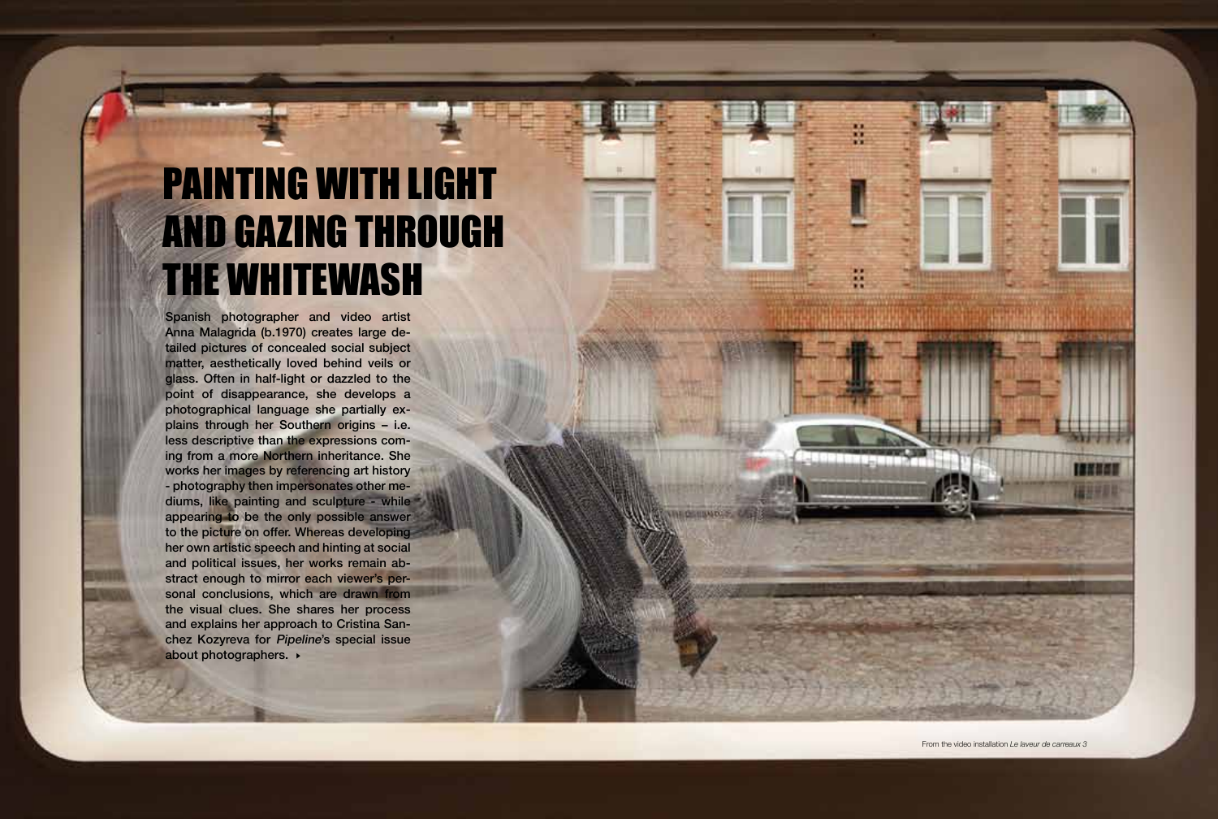# PAINTING WITH LIGHT AND GAZING THROUGH THE WHITEWASH

Spanish photographer and video artist Anna Malagrida (b.1970) creates large detailed pictures of concealed social subject matter, aesthetically loved behind veils or glass. Often in half-light or dazzled to the point of disappearance, she develops a photographical language she partially explains through her Southern origins – i.e. less descriptive than the expressions coming from a more Northern inheritance. She works her images by referencing art history - photography then impersonates other mediums, like painting and sculpture - while appearing to be the only possible answer to the picture on offer. Whereas developing her own artistic speech and hinting at social and political issues, her works remain abstract enough to mirror each viewer's personal conclusions, which are drawn from the visual clues. She shares her process and explains her approach to Cristina Sanchez Kozyreva for *Pipeline*'s special issue about photographers. ▸

From the video installation *Le laveur de carreaux 3*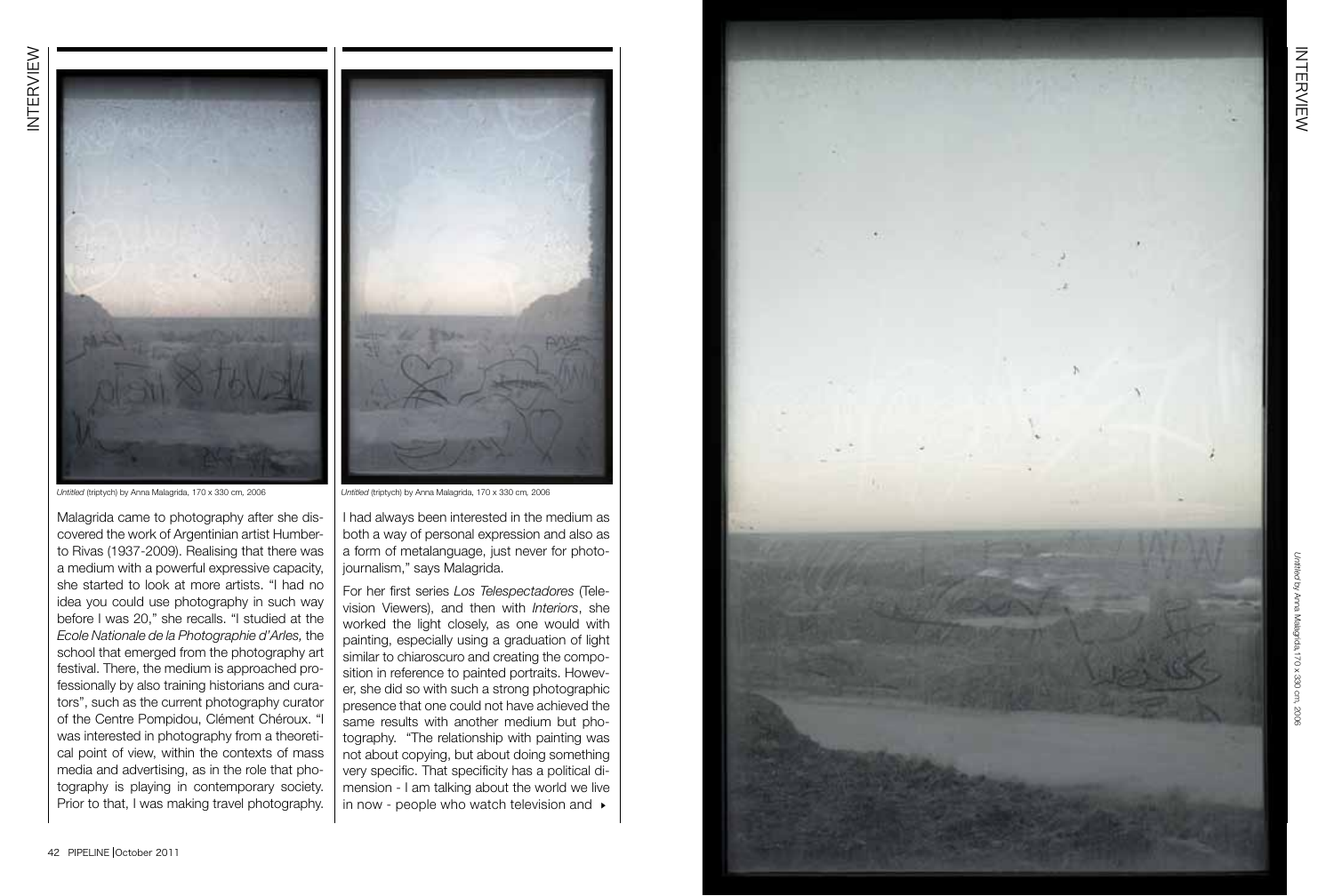*Untitled* (triptych) by Anna Malagrida, 170 x 330 cm, 2006

*Untitled* (triptych) by Anna Malagrida, 170 x 330 cm, 2006

Malagrida came to photography after she discovered the work of Argentinian artist Humberto Rivas (1937-2009). Realising that there was a medium with a powerful expressive capacity, she started to look at more artists. "I had no idea you could use photography in such way before I was 20," she recalls. "I studied at the *Ecole Nationale de la Photographie d'Arles,* the school that emerged from the photography art festival. There, the medium is approached professionally by also training historians and curators", such as the current photography curator of the Centre Pompidou, Clément Chéroux. "I was interested in photography from a theoretical point of view, within the contexts of mass media and advertising, as in the role that photography is playing in contemporary society. Prior to that, I was making travel photography. I had always been interested in the medium as both a way of personal expression and also as a form of metalanguage, just never for photojournalism," says Malagrida.

For her first series *Los Telespectadores* (Television Viewers), and then with *Interiors*, she worked the light closely, as one would with painting, especially using a graduation of light similar to chiaroscuro and creating the composition in reference to painted portraits. However, she did so with such a strong photographic presence that one could not have achieved the same results with another medium but photography. "The relationship with painting was not about copying, but about doing something very specific. That specificity has a political dimension - I am talking about the world we live in now - people who watch television and ▸

*Untitled* by Anna Malagrida, 170 x 330 cm, 2006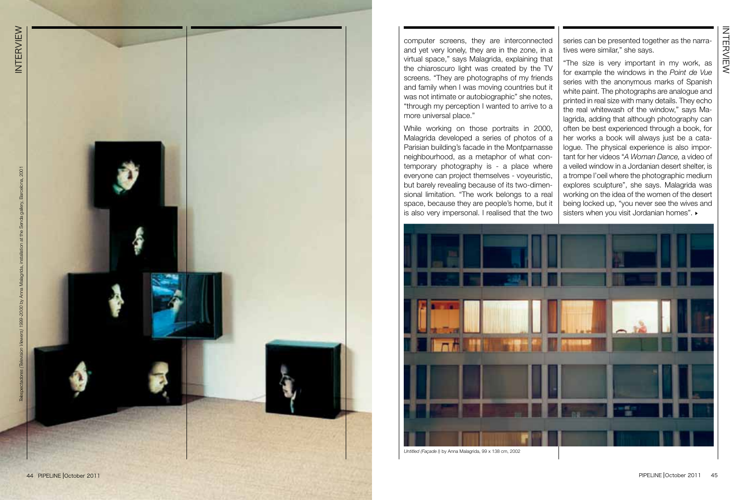*Telespectadores (Television Viewers) 1999-2000* by Anna Malagrida, installation at the Senda gallery, Barcelona, 2001

computer screens, they are interconnected and yet very lonely, they are in the zone, in a virtual space," says Malagrida, explaining that the chiaroscuro light was created by the TV screens. "They are photographs of my friends and family when I was moving countries but it was not intimate or autobiographic" she notes, "through my perception I wanted to arrive to a more universal place."

While working on those portraits in 2000, Malagrida developed a series of photos of a Parisian building's facade in the Montparnasse neighbourhood, as a metaphor of what contemporary photography is - a place where everyone can project themselves - voyeuristic, but barely revealing because of its two-dimensional limitation. "The work belongs to a real space, because they are people's home, but it is also very impersonal. I realised that the two series can be presented together as the narratives were similar," she says.

"The size is very important in my work, as for example the windows in the *Point de Vue* series with the anonymous marks of Spanish white paint. The photographs are analogue and printed in real size with many details. They echo the real whitewash of the window," says Malagrida, adding that although photography can often be best experienced through a book, for her works a book will always just be a catalogue. The physical experience is also important for her videos "*A Woman Dance,* a video of a veiled window in a Jordanian desert shelter, is a trompe l'oeil where the photographic medium explores sculpture", she says. Malagrida was working on the idea of the women of the desert being locked up, "you never see the wives and sisters when you visit Jordanian homes".

*Untitled (Façade I)* by Anna Malagrida, 99 x 138 cm, 2002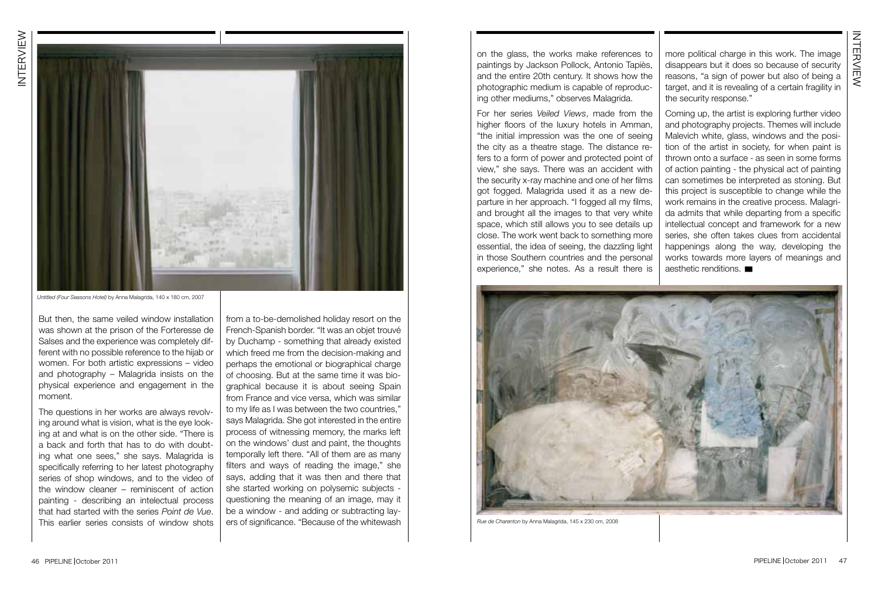*Untitled (Four Seasons Hotel)* by Anna Malagrida, 140 x 180 cm, 2007

But then, the same veiled window installation was shown at the prison of the Forteresse de Salses and the experience was completely different with no possible reference to the hijab or women. For both artistic expressions – video and photography – Malagrida insists on the physical experience and engagement in the moment.

The questions in her works are always revolving around what is vision, what is the eye looking at and what is on the other side. "There is a back and forth that has to do with doubting what one sees," she says. Malagrida is specifically referring to her latest photography series of shop windows, and to the video of the window cleaner – reminiscent of action painting - describing an intelectual process that had started with the series *Point de Vue*. This earlier series consists of window shots from a to-be-demolished holiday resort on the French-Spanish border. "It was an objet trouvé by Duchamp - something that already existed which freed me from the decision-making and perhaps the emotional or biographical charge of choosing. But at the same time it was biographical because it is about seeing Spain from France and vice versa, which was similar to my life as I was between the two countries," says Malagrida. She got interested in the entire process of witnessing memory, the marks left on the windows' dust and paint, the thoughts temporally left there. "All of them are as many filters and ways of reading the image," she says, adding that it was then and there that she started working on polysemic subjects - questioning the meaning of an image, may it be a window - and adding or subtracting layers of significance. "Because of the whitewash on the glass, the works make references to paintings by Jackson Pollock, Antonio Tapiès, and the entire 20th century. It shows how the photographic medium is capable of reproducing other mediums," observes Malagrida.

For her series *Veiled Views*, made from the higher floors of the luxury hotels in Amman, "the initial impression was the one of seeing the city as a theatre stage. The distance refers to a form of power and protected point of view," she says. There was an accident with the security x-ray machine and one of her films got fogged. Malagrida used it as a new departure in her approach. "I fogged all my films, and brought all the images to that very white space, which still allows you to see details up close. The work went back to something more essential, the idea of seeing, the dazzling light in those Southern countries and the personal experience," she notes. As a result there is more political charge in this work. The image disappears but it does so because of security reasons, "a sign of power but also of being a target, and it is revealing of a certain fragility in the security response."

Coming up, the artist is exploring further video and photography projects. Themes will include Malevich white, glass, windows and the position of the artist in society, for when paint is thrown onto a surface - as seen in some forms of action painting - the physical act of painting can sometimes be interpreted as stoning. But this project is susceptible to change while the work remains in the creative process. Malagrida admits that while departing from a specific intellectual concept and framework for a new series, she often takes clues from accidental happenings along the way, developing the works towards more layers of meanings and aesthetic renditions. ■

*Rue de Charenton* by Anna Malagrida, 145 x 230 cm, 2008